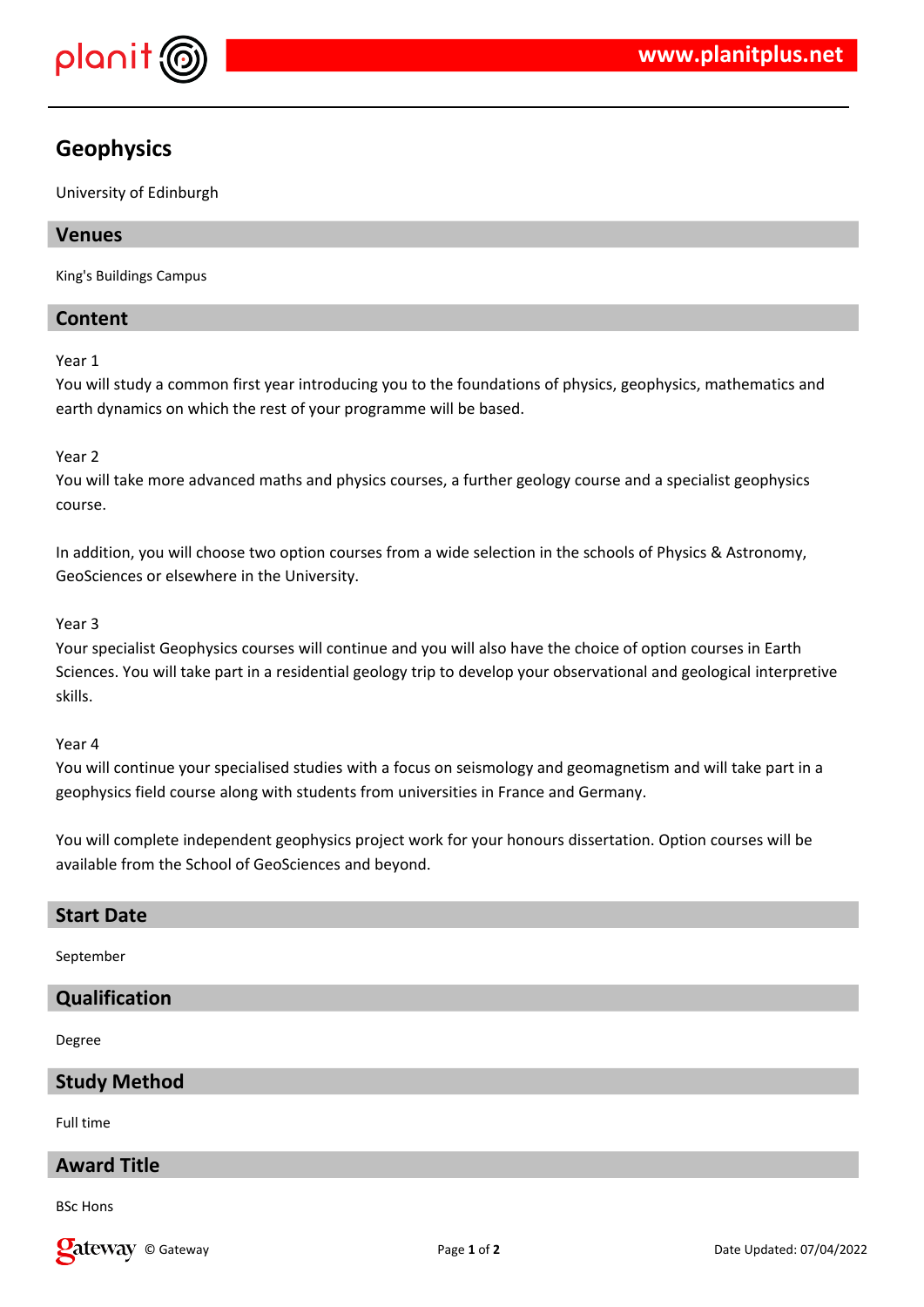# Geophysics

University of Edinburgh

## Venues

King's Buildings Campus

## Content

Year 1
You will study a common first year introducing you to the foundations of physics, geophysics, mathematics and earth dynamics on which the rest of your programme will be based.

Year 2
You will take more advanced maths and physics courses, a further geology course and a specialist geophysics course.

In addition, you will choose two option courses from a wide selection in the schools of Physics & Astronomy, GeoSciences or elsewhere in the University.

Year 3
Your specialist Geophysics courses will continue and you will also have the choice of option courses in Earth Sciences. You will take part in a residential geology trip to develop your observational and geological interpretive skills.

Year 4
You will continue your specialised studies with a focus on seismology and geomagnetism and will take part in a geophysics field course along with students from universities in France and Germany.

You will complete independent geophysics project work for your honours dissertation. Option courses will be available from the School of GeoSciences and beyond.

## Start Date

September

## Qualification

Degree

## Study Method

Full time

## Award Title

BSc Hons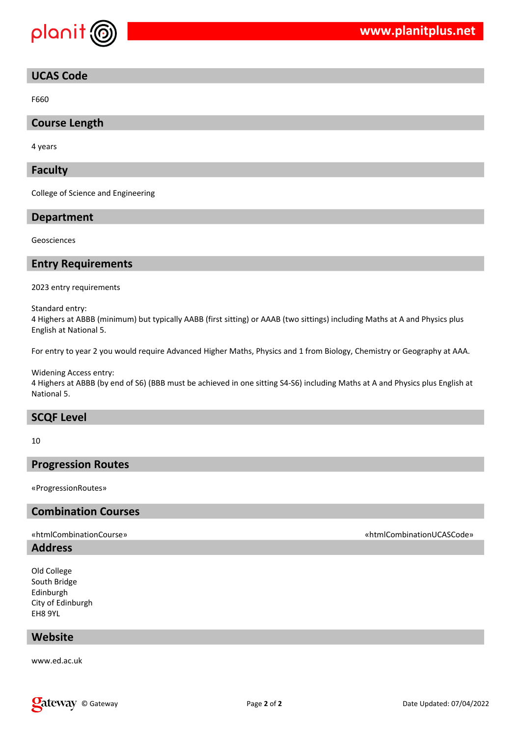## UCAS Code

F660

## Course Length

4 years

## Faculty

College of Science and Engineering

## Department

Geosciences

## Entry Requirements

2023 entry requirements

Standard entry:
4 Highers at ABBB (minimum) but typically AABB (first sitting) or AAAB (two sittings) including Maths at A and Physics plus English at National 5.

For entry to year 2 you would require Advanced Higher Maths, Physics and 1 from Biology, Chemistry or Geography at AAA.

Widening Access entry:
4 Highers at ABBB (by end of S6) (BBB must be achieved in one sitting S4-S6) including Maths at A and Physics plus English at National 5.

## SCQF Level

10

## Progression Routes

«ProgressionRoutes»

## Combination Courses

«htmlCombinationCourse» «htmlCombinationUCASCode»

## Address

Old College
South Bridge
Edinburgh
City of Edinburgh
EH8 9YL

## Website

www.ed.ac.uk